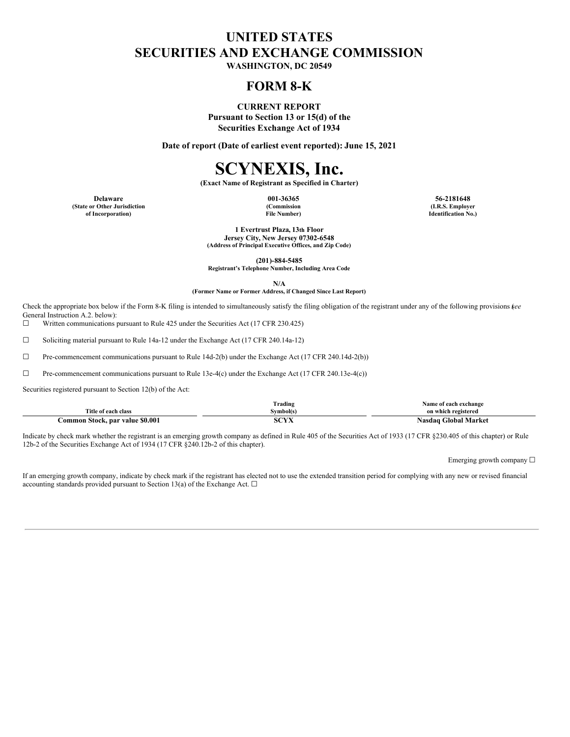# UNITED STATES
# SECURITIES AND EXCHANGE COMMISSION

**WASHINGTON, DC 20549**

## FORM 8-K

**CURRENT REPORT**
**Pursuant to Section 13 or 15(d) of the**
**Securities Exchange Act of 1934**

**Date of report (Date of earliest event reported): June 15, 2021**

# SCYNEXIS, Inc.

**(Exact Name of Registrant as Specified in Charter)**

| **Delaware** | **001-36365** | **56-2181648** |
|---|---|---|
| **(State or Other Jurisdiction of Incorporation)** | **(Commission File Number)** | **(I.R.S. Employer Identification No.)** |

**1 Evertrust Plaza, 13th Floor**
**Jersey City, New Jersey 07302-6548**
**(Address of Principal Executive Offices, and Zip Code)**

**(201)-884-5485**
**Registrant's Telephone Number, Including Area Code**

**N/A**
**(Former Name or Former Address, if Changed Since Last Report)**

Check the appropriate box below if the Form 8-K filing is intended to simultaneously satisfy the filing obligation of the registrant under any of the following provisions (*see* General Instruction A.2. below):

☐ Written communications pursuant to Rule 425 under the Securities Act (17 CFR 230.425)

☐ Soliciting material pursuant to Rule 14a-12 under the Exchange Act (17 CFR 240.14a-12)

☐ Pre-commencement communications pursuant to Rule 14d-2(b) under the Exchange Act (17 CFR 240.14d-2(b))

☐ Pre-commencement communications pursuant to Rule 13e-4(c) under the Exchange Act (17 CFR 240.13e-4(c))

Securities registered pursuant to Section 12(b) of the Act:

| Title of each class | Trading Symbol(s) | Name of each exchange on which registered |
|---|---|---|
| **Common Stock, par value $0.001** | **SCYX** | **Nasdaq Global Market** |

Indicate by check mark whether the registrant is an emerging growth company as defined in Rule 405 of the Securities Act of 1933 (17 CFR §230.405 of this chapter) or Rule 12b-2 of the Securities Exchange Act of 1934 (17 CFR §240.12b-2 of this chapter).

Emerging growth company ☐

If an emerging growth company, indicate by check mark if the registrant has elected not to use the extended transition period for complying with any new or revised financial accounting standards provided pursuant to Section 13(a) of the Exchange Act. ☐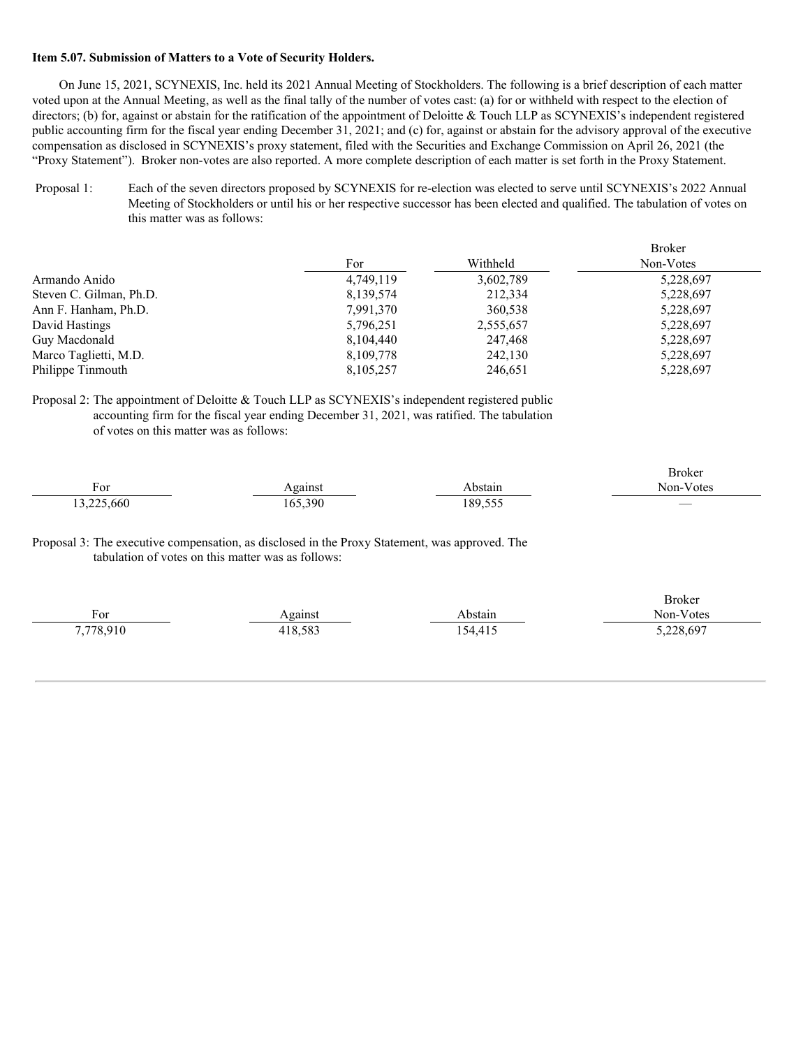**Item 5.07. Submission of Matters to a Vote of Security Holders.**

On June 15, 2021, SCYNEXIS, Inc. held its 2021 Annual Meeting of Stockholders. The following is a brief description of each matter voted upon at the Annual Meeting, as well as the final tally of the number of votes cast: (a) for or withheld with respect to the election of directors; (b) for, against or abstain for the ratification of the appointment of Deloitte & Touch LLP as SCYNEXIS's independent registered public accounting firm for the fiscal year ending December 31, 2021; and (c) for, against or abstain for the advisory approval of the executive compensation as disclosed in SCYNEXIS's proxy statement, filed with the Securities and Exchange Commission on April 26, 2021 (the "Proxy Statement"). Broker non-votes are also reported. A more complete description of each matter is set forth in the Proxy Statement.

Proposal 1: Each of the seven directors proposed by SCYNEXIS for re-election was elected to serve until SCYNEXIS's 2022 Annual Meeting of Stockholders or until his or her respective successor has been elected and qualified. The tabulation of votes on this matter was as follows:

| | For | Withheld | Broker Non-Votes |
|---|---|---|---|
| Armando Anido | 4,749,119 | 3,602,789 | 5,228,697 |
| Steven C. Gilman, Ph.D. | 8,139,574 | 212,334 | 5,228,697 |
| Ann F. Hanham, Ph.D. | 7,991,370 | 360,538 | 5,228,697 |
| David Hastings | 5,796,251 | 2,555,657 | 5,228,697 |
| Guy Macdonald | 8,104,440 | 247,468 | 5,228,697 |
| Marco Taglietti, M.D. | 8,109,778 | 242,130 | 5,228,697 |
| Philippe Tinmouth | 8,105,257 | 246,651 | 5,228,697 |

Proposal 2: The appointment of Deloitte & Touch LLP as SCYNEXIS's independent registered public accounting firm for the fiscal year ending December 31, 2021, was ratified. The tabulation of votes on this matter was as follows:

| For | Against | Abstain | Broker Non-Votes |
|---|---|---|---|
| 13,225,660 | 165,390 | 189,555 | — |

Proposal 3: The executive compensation, as disclosed in the Proxy Statement, was approved. The tabulation of votes on this matter was as follows:

| For | Against | Abstain | Broker Non-Votes |
|---|---|---|---|
| 7,778,910 | 418,583 | 154,415 | 5,228,697 |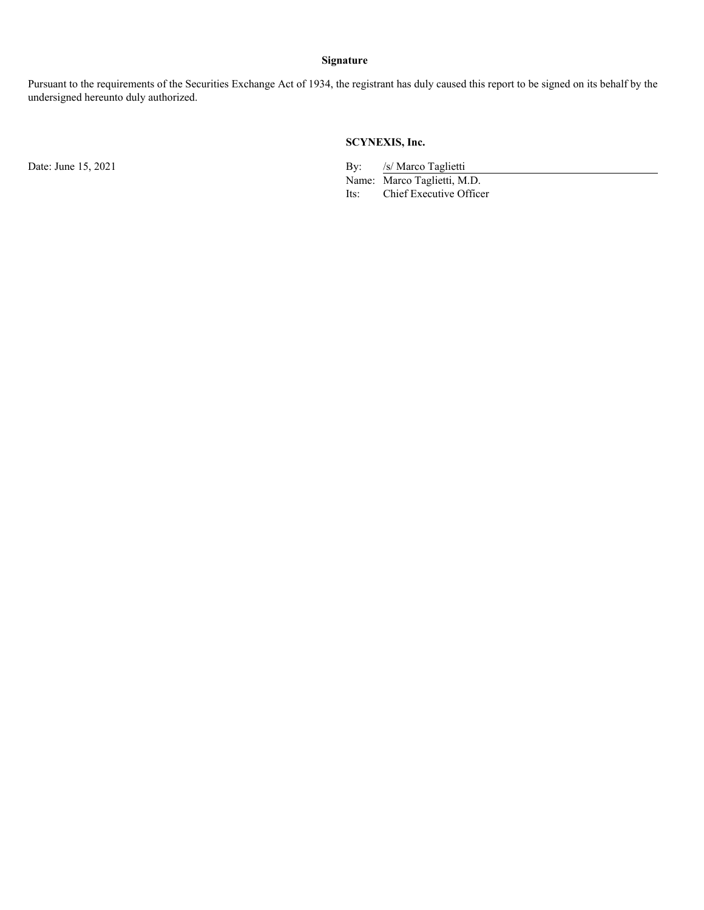**Signature**

Pursuant to the requirements of the Securities Exchange Act of 1934, the registrant has duly caused this report to be signed on its behalf by the undersigned hereunto duly authorized.

**SCYNEXIS, Inc.**

Date: June 15, 2021

By: /s/ Marco Taglietti
Name: Marco Taglietti, M.D.
Its: Chief Executive Officer